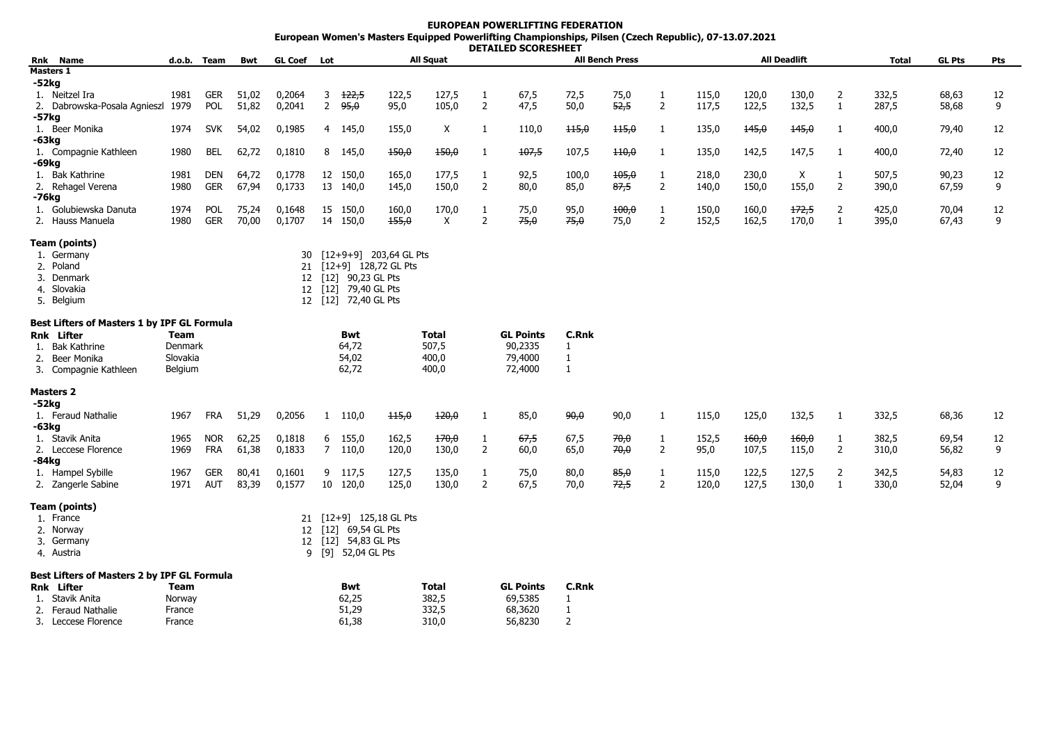# EUROPEAN POWERLIFTING FEDERATION

## European Women's Masters Equipped Powerlifting Championships, Pilsen (Czech Republic), 07-13.07.2021

### DETAILED SCORESHEET

| Rnk | Name | d.o.b. | Team | Bwt | GL Coef | Lot | All Squat | | | | All Bench Press | | | | All Deadlift | | | | Total | GL Pts | Pts |
|---|---|---|---|---|---|---|---|---|---|---|---|---|---|---|---|---|---|---|---|---|---|
| **Masters 1** | | | | | | | | | | | | | | | | | | | | | |
| **-52kg** | | | | | | | | | | | | | | | | | | | | | |
| 1. | Neitzel Ira | 1981 | GER | 51,02 | 0,2064 | 3 | ~~122,5~~ | 122,5 | 127,5 | 1 | 67,5 | 72,5 | 75,0 | 1 | 115,0 | 120,0 | 130,0 | 2 | 332,5 | 68,63 | 12 |
| 2. | Dabrowska-Posala Agnieszl | 1979 | POL | 51,82 | 0,2041 | 2 | 95,0 | 95,0 | 105,0 | 2 | 47,5 | 50,0 | ~~52,5~~ | 2 | 117,5 | 122,5 | 132,5 | 1 | 287,5 | 58,68 | 9 |
| **-57kg** | | | | | | | | | | | | | | | | | | | | | |
| 1. | Beer Monika | 1974 | SVK | 54,02 | 0,1985 | 4 | 145,0 | 155,0 | X | 1 | 110,0 | ~~115,0~~ | ~~115,0~~ | 1 | 135,0 | ~~145,0~~ | ~~145,0~~ | 1 | 400,0 | 79,40 | 12 |
| **-63kg** | | | | | | | | | | | | | | | | | | | | | |
| 1. | Compagnie Kathleen | 1980 | BEL | 62,72 | 0,1810 | 8 | 145,0 | ~~150,0~~ | ~~150,0~~ | 1 | ~~107,5~~ | 107,5 | ~~110,0~~ | 1 | 135,0 | 142,5 | 147,5 | 1 | 400,0 | 72,40 | 12 |
| **-69kg** | | | | | | | | | | | | | | | | | | | | | |
| 1. | Bak Kathrine | 1981 | DEN | 64,72 | 0,1778 | 12 | 150,0 | 165,0 | 177,5 | 1 | 92,5 | 100,0 | ~~105,0~~ | 1 | 218,0 | 230,0 | X | 1 | 507,5 | 90,23 | 12 |
| 2. | Rehagel Verena | 1980 | GER | 67,94 | 0,1733 | 13 | 140,0 | 145,0 | 150,0 | 2 | 80,0 | 85,0 | ~~87,5~~ | 2 | 140,0 | 150,0 | 155,0 | 2 | 390,0 | 67,59 | 9 |
| **-76kg** | | | | | | | | | | | | | | | | | | | | | |
| 1. | Golubiewska Danuta | 1974 | POL | 75,24 | 0,1648 | 15 | 150,0 | 160,0 | 170,0 | 1 | 75,0 | 95,0 | ~~100,0~~ | 1 | 150,0 | 160,0 | ~~172,5~~ | 2 | 425,0 | 70,04 | 12 |
| 2. | Hauss Manuela | 1980 | GER | 70,00 | 0,1707 | 14 | 150,0 | ~~155,0~~ | X | 2 | ~~75,0~~ | ~~75,0~~ | 75,0 | 2 | 152,5 | 162,5 | 170,0 | 1 | 395,0 | 67,43 | 9 |

**Team (points)**

| Rnk | Team | Points | Details |
|---|---|---|---|
| 1. | Germany | 30 | [12+9+9] 203,64 GL Pts |
| 2. | Poland | 21 | [12+9] 128,72 GL Pts |
| 3. | Denmark | 12 | [12] 90,23 GL Pts |
| 4. | Slovakia | 12 | [12] 79,40 GL Pts |
| 5. | Belgium | 12 | [12] 72,40 GL Pts |

**Best Lifters of Masters 1 by IPF GL Formula**

| Rnk | Lifter | Team | Bwt | Total | GL Points | C.Rnk |
|---|---|---|---|---|---|---|
| 1. | Bak Kathrine | Denmark | 64,72 | 507,5 | 90,2335 | 1 |
| 2. | Beer Monika | Slovakia | 54,02 | 400,0 | 79,4000 | 1 |
| 3. | Compagnie Kathleen | Belgium | 62,72 | 400,0 | 72,4000 | 1 |

| Rnk | Name | d.o.b. | Team | Bwt | GL Coef | Lot | All Squat | | | | All Bench Press | | | | All Deadlift | | | | Total | GL Pts | Pts |
|---|---|---|---|---|---|---|---|---|---|---|---|---|---|---|---|---|---|---|---|---|---|
| **Masters 2** | | | | | | | | | | | | | | | | | | | | | |
| **-52kg** | | | | | | | | | | | | | | | | | | | | | |
| 1. | Feraud Nathalie | 1967 | FRA | 51,29 | 0,2056 | 1 | 110,0 | ~~115,0~~ | ~~120,0~~ | 1 | 85,0 | ~~90,0~~ | 90,0 | 1 | 115,0 | 125,0 | 132,5 | 1 | 332,5 | 68,36 | 12 |
| **-63kg** | | | | | | | | | | | | | | | | | | | | | |
| 1. | Stavik Anita | 1965 | NOR | 62,25 | 0,1818 | 6 | 155,0 | 162,5 | ~~170,0~~ | 1 | ~~67,5~~ | 67,5 | ~~70,0~~ | 1 | 152,5 | ~~160,0~~ | ~~160,0~~ | 1 | 382,5 | 69,54 | 12 |
| 2. | Leccese Florence | 1969 | FRA | 61,38 | 0,1833 | 7 | 110,0 | 120,0 | 130,0 | 2 | 60,0 | 65,0 | ~~70,0~~ | 2 | 95,0 | 107,5 | 115,0 | 2 | 310,0 | 56,82 | 9 |
| **-84kg** | | | | | | | | | | | | | | | | | | | | | |
| 1. | Hampel Sybille | 1967 | GER | 80,41 | 0,1601 | 9 | 117,5 | 127,5 | 135,0 | 1 | 75,0 | 80,0 | ~~85,0~~ | 1 | 115,0 | 122,5 | 127,5 | 2 | 342,5 | 54,83 | 12 |
| 2. | Zangerle Sabine | 1971 | AUT | 83,39 | 0,1577 | 10 | 120,0 | 125,0 | 130,0 | 2 | 67,5 | 70,0 | ~~72,5~~ | 2 | 120,0 | 127,5 | 130,0 | 1 | 330,0 | 52,04 | 9 |

**Team (points)**

| Rnk | Team | Points | Details |
|---|---|---|---|
| 1. | France | 21 | [12+9] 125,18 GL Pts |
| 2. | Norway | 12 | [12] 69,54 GL Pts |
| 3. | Germany | 12 | [12] 54,83 GL Pts |
| 4. | Austria | 9 | [9] 52,04 GL Pts |

**Best Lifters of Masters 2 by IPF GL Formula**

| Rnk | Lifter | Team | Bwt | Total | GL Points | C.Rnk |
|---|---|---|---|---|---|---|
| 1. | Stavik Anita | Norway | 62,25 | 382,5 | 69,5385 | 1 |
| 2. | Feraud Nathalie | France | 51,29 | 332,5 | 68,3620 | 1 |
| 3. | Leccese Florence | France | 61,38 | 310,0 | 56,8230 | 2 |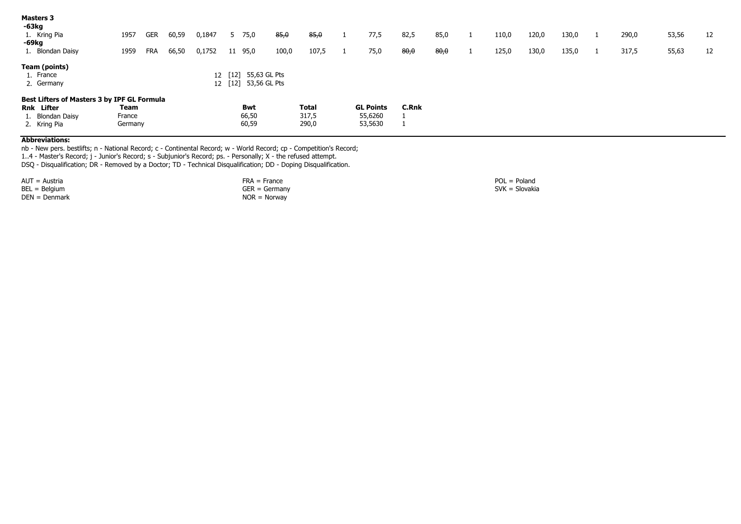**Masters 3**

| | | | | | | | | | | | | | | | | | | | | | |
|---|---|---|---|---|---|---|---|---|---|---|---|---|---|---|---|---|---|---|---|---|---|
| **-63kg** | | | | | | | | | | | | | | | | | | | | | |
| 1. Kring Pia | 1957 | GER | 60,59 | 0,1847 | 5 | 75,0 | ~~85,0~~ | ~~85,0~~ | 1 | 77,5 | 82,5 | 85,0 | 1 | 110,0 | 120,0 | 130,0 | 1 | 290,0 | 53,56 | 12 |
| **-69kg** | | | | | | | | | | | | | | | | | | | | | |
| 1. Blondan Daisy | 1959 | FRA | 66,50 | 0,1752 | 11 | 95,0 | 100,0 | 107,5 | 1 | 75,0 | ~~80,0~~ | ~~80,0~~ | 1 | 125,0 | 130,0 | 135,0 | 1 | 317,5 | 55,63 | 12 |

**Team (points)**

| | | | |
|---|---|---|---|
| 1. France | 12 | [12] | 55,63 GL Pts |
| 2. Germany | 12 | [12] | 53,56 GL Pts |

**Best Lifters of Masters 3 by IPF GL Formula**

| Rnk Lifter | Team | Bwt | Total | GL Points | C.Rnk |
|---|---|---|---|---|---|
| 1. Blondan Daisy | France | 66,50 | 317,5 | 55,6260 | 1 |
| 2. Kring Pia | Germany | 60,59 | 290,0 | 53,5630 | 1 |

**Abbreviations:**

nb - New pers. bestlifts; n - National Record; c - Continental Record; w - World Record; cp - Competition's Record;
1..4 - Master's Record; j - Junior's Record; s - Subjunior's Record; ps. - Personally; X - the refused attempt.
DSQ - Disqualification; DR - Removed by a Doctor; TD - Technical Disqualification; DD - Doping Disqualification.

AUT = Austria
BEL = Belgium
DEN = Denmark
FRA = France
GER = Germany
NOR = Norway
POL = Poland
SVK = Slovakia